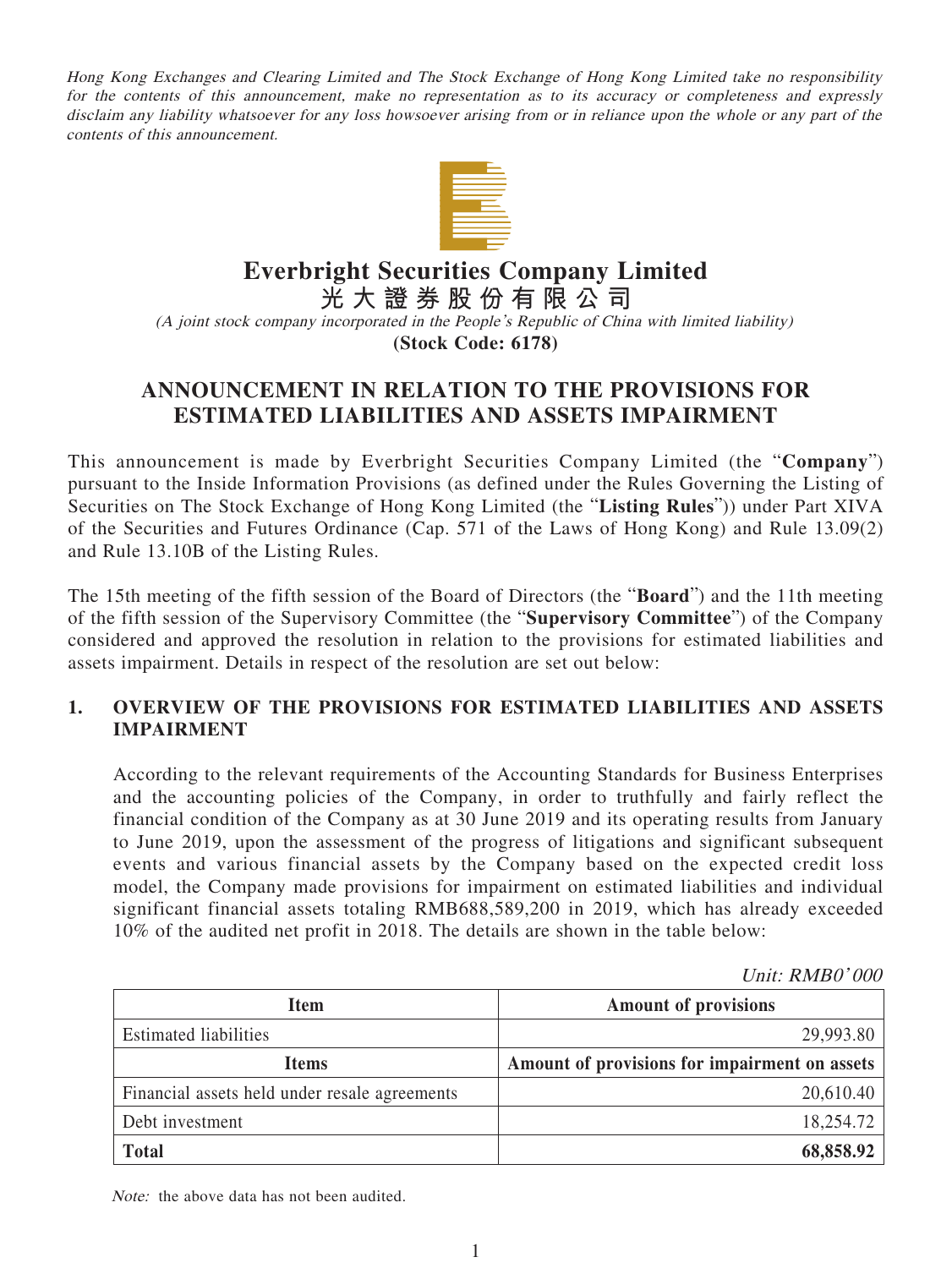*Hong Kong Exchanges and Clearing Limited and The Stock Exchange of Hong Kong Limited take no responsibility for the contents of this announcement, make no representation as to its accuracy or completeness and expressly disclaim any liability whatsoever for any loss howsoever arising from or in reliance upon the whole or any part of the contents of this announcement.*

# Everbright Securities Company Limited
# 光大證券股份有限公司

*(A joint stock company incorporated in the People's Republic of China with limited liability)*

**(Stock Code: 6178)**

## ANNOUNCEMENT IN RELATION TO THE PROVISIONS FOR ESTIMATED LIABILITIES AND ASSETS IMPAIRMENT

This announcement is made by Everbright Securities Company Limited (the "**Company**") pursuant to the Inside Information Provisions (as defined under the Rules Governing the Listing of Securities on The Stock Exchange of Hong Kong Limited (the "**Listing Rules**")) under Part XIVA of the Securities and Futures Ordinance (Cap. 571 of the Laws of Hong Kong) and Rule 13.09(2) and Rule 13.10B of the Listing Rules.

The 15th meeting of the fifth session of the Board of Directors (the "**Board**") and the 11th meeting of the fifth session of the Supervisory Committee (the "**Supervisory Committee**") of the Company considered and approved the resolution in relation to the provisions for estimated liabilities and assets impairment. Details in respect of the resolution are set out below:

### 1. OVERVIEW OF THE PROVISIONS FOR ESTIMATED LIABILITIES AND ASSETS IMPAIRMENT

According to the relevant requirements of the Accounting Standards for Business Enterprises and the accounting policies of the Company, in order to truthfully and fairly reflect the financial condition of the Company as at 30 June 2019 and its operating results from January to June 2019, upon the assessment of the progress of litigations and significant subsequent events and various financial assets by the Company based on the expected credit loss model, the Company made provisions for impairment on estimated liabilities and individual significant financial assets totaling RMB688,589,200 in 2019, which has already exceeded 10% of the audited net profit in 2018. The details are shown in the table below:

*Unit: RMB0'000*

| Item | Amount of provisions |
|---|---|
| Estimated liabilities | 29,993.80 |
| **Items** | **Amount of provisions for impairment on assets** |
| Financial assets held under resale agreements | 20,610.40 |
| Debt investment | 18,254.72 |
| **Total** | **68,858.92** |

*Note:* the above data has not been audited.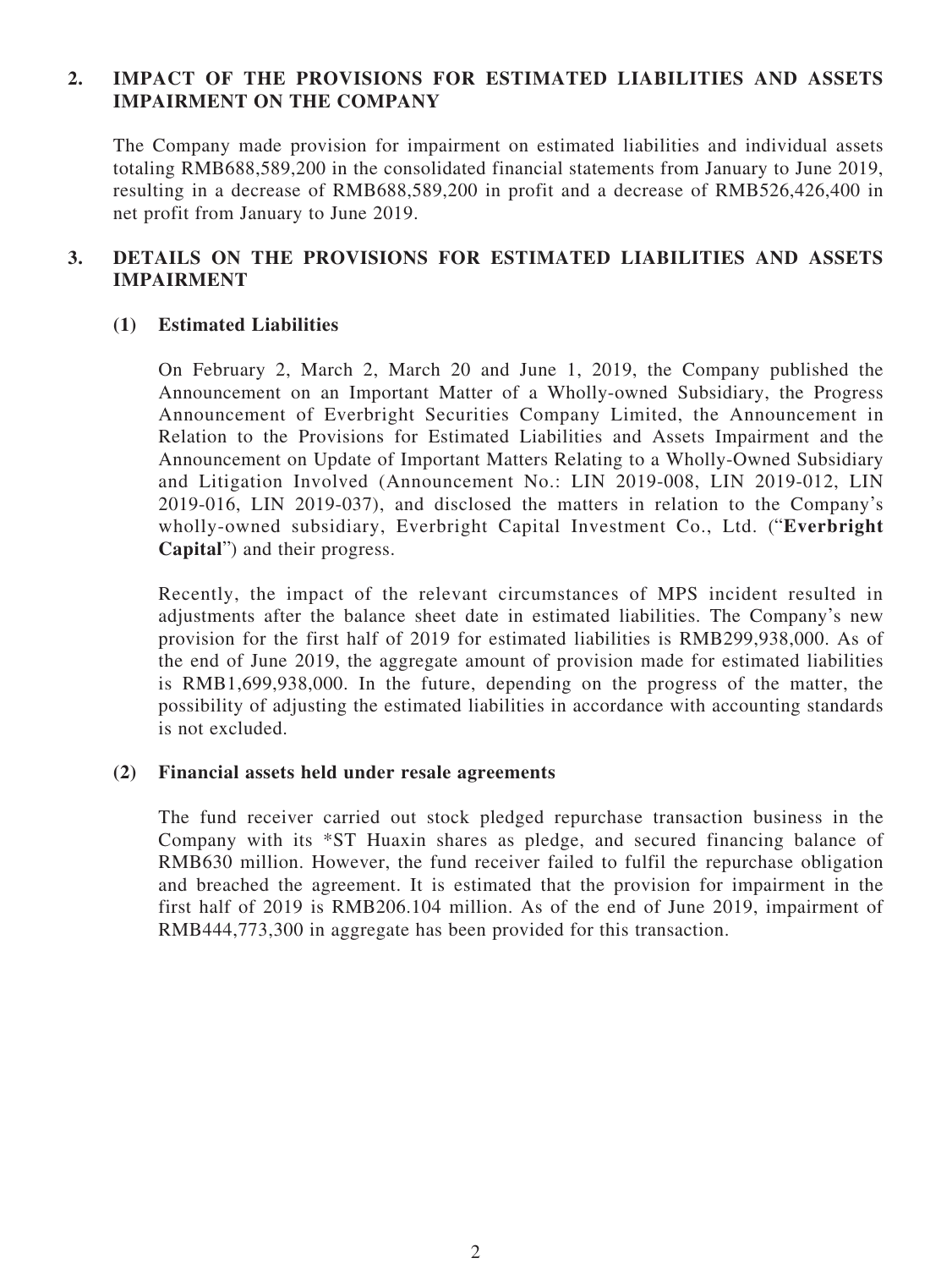## 2. IMPACT OF THE PROVISIONS FOR ESTIMATED LIABILITIES AND ASSETS IMPAIRMENT ON THE COMPANY

The Company made provision for impairment on estimated liabilities and individual assets totaling RMB688,589,200 in the consolidated financial statements from January to June 2019, resulting in a decrease of RMB688,589,200 in profit and a decrease of RMB526,426,400 in net profit from January to June 2019.

## 3. DETAILS ON THE PROVISIONS FOR ESTIMATED LIABILITIES AND ASSETS IMPAIRMENT

### (1) Estimated Liabilities

On February 2, March 2, March 20 and June 1, 2019, the Company published the Announcement on an Important Matter of a Wholly-owned Subsidiary, the Progress Announcement of Everbright Securities Company Limited, the Announcement in Relation to the Provisions for Estimated Liabilities and Assets Impairment and the Announcement on Update of Important Matters Relating to a Wholly-Owned Subsidiary and Litigation Involved (Announcement No.: LIN 2019-008, LIN 2019-012, LIN 2019-016, LIN 2019-037), and disclosed the matters in relation to the Company's wholly-owned subsidiary, Everbright Capital Investment Co., Ltd. ("**Everbright Capital**") and their progress.

Recently, the impact of the relevant circumstances of MPS incident resulted in adjustments after the balance sheet date in estimated liabilities. The Company's new provision for the first half of 2019 for estimated liabilities is RMB299,938,000. As of the end of June 2019, the aggregate amount of provision made for estimated liabilities is RMB1,699,938,000. In the future, depending on the progress of the matter, the possibility of adjusting the estimated liabilities in accordance with accounting standards is not excluded.

### (2) Financial assets held under resale agreements

The fund receiver carried out stock pledged repurchase transaction business in the Company with its *ST Huaxin shares as pledge, and secured financing balance of RMB630 million. However, the fund receiver failed to fulfil the repurchase obligation and breached the agreement. It is estimated that the provision for impairment in the first half of 2019 is RMB206.104 million. As of the end of June 2019, impairment of RMB444,773,300 in aggregate has been provided for this transaction.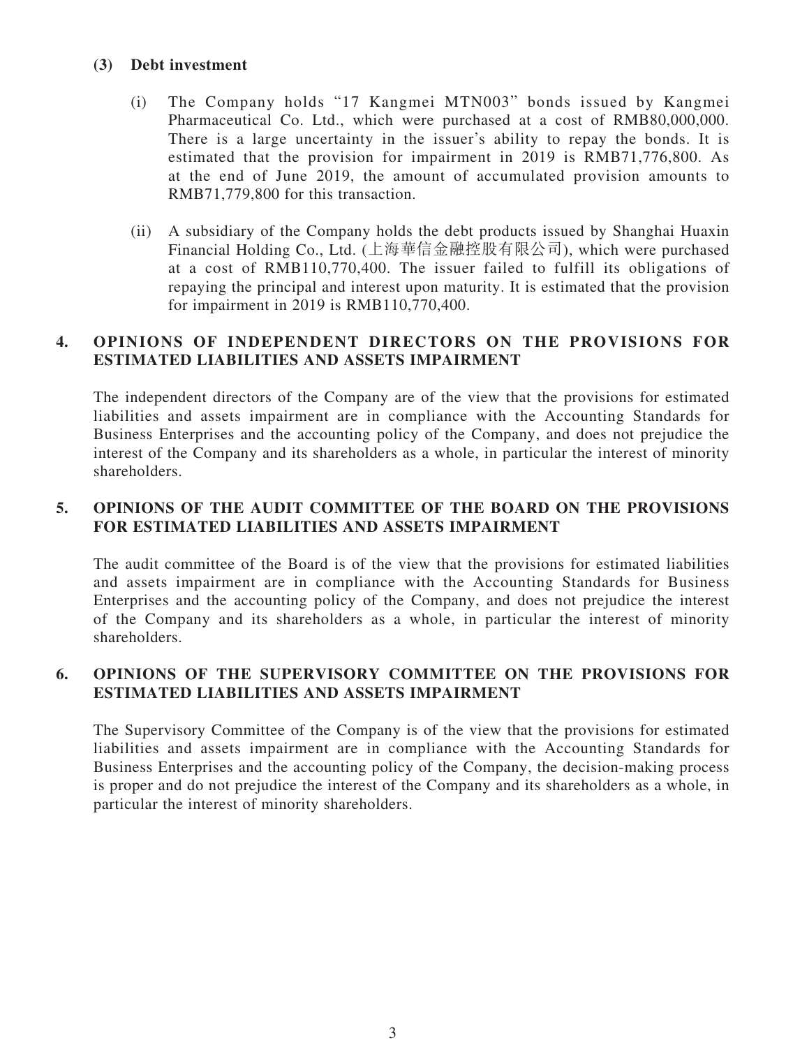**(3) Debt investment**

(i) The Company holds "17 Kangmei MTN003" bonds issued by Kangmei Pharmaceutical Co. Ltd., which were purchased at a cost of RMB80,000,000. There is a large uncertainty in the issuer's ability to repay the bonds. It is estimated that the provision for impairment in 2019 is RMB71,776,800. As at the end of June 2019, the amount of accumulated provision amounts to RMB71,779,800 for this transaction.

(ii) A subsidiary of the Company holds the debt products issued by Shanghai Huaxin Financial Holding Co., Ltd. (上海華信金融控股有限公司), which were purchased at a cost of RMB110,770,400. The issuer failed to fulfill its obligations of repaying the principal and interest upon maturity. It is estimated that the provision for impairment in 2019 is RMB110,770,400.

## 4. OPINIONS OF INDEPENDENT DIRECTORS ON THE PROVISIONS FOR ESTIMATED LIABILITIES AND ASSETS IMPAIRMENT

The independent directors of the Company are of the view that the provisions for estimated liabilities and assets impairment are in compliance with the Accounting Standards for Business Enterprises and the accounting policy of the Company, and does not prejudice the interest of the Company and its shareholders as a whole, in particular the interest of minority shareholders.

## 5. OPINIONS OF THE AUDIT COMMITTEE OF THE BOARD ON THE PROVISIONS FOR ESTIMATED LIABILITIES AND ASSETS IMPAIRMENT

The audit committee of the Board is of the view that the provisions for estimated liabilities and assets impairment are in compliance with the Accounting Standards for Business Enterprises and the accounting policy of the Company, and does not prejudice the interest of the Company and its shareholders as a whole, in particular the interest of minority shareholders.

## 6. OPINIONS OF THE SUPERVISORY COMMITTEE ON THE PROVISIONS FOR ESTIMATED LIABILITIES AND ASSETS IMPAIRMENT

The Supervisory Committee of the Company is of the view that the provisions for estimated liabilities and assets impairment are in compliance with the Accounting Standards for Business Enterprises and the accounting policy of the Company, the decision-making process is proper and do not prejudice the interest of the Company and its shareholders as a whole, in particular the interest of minority shareholders.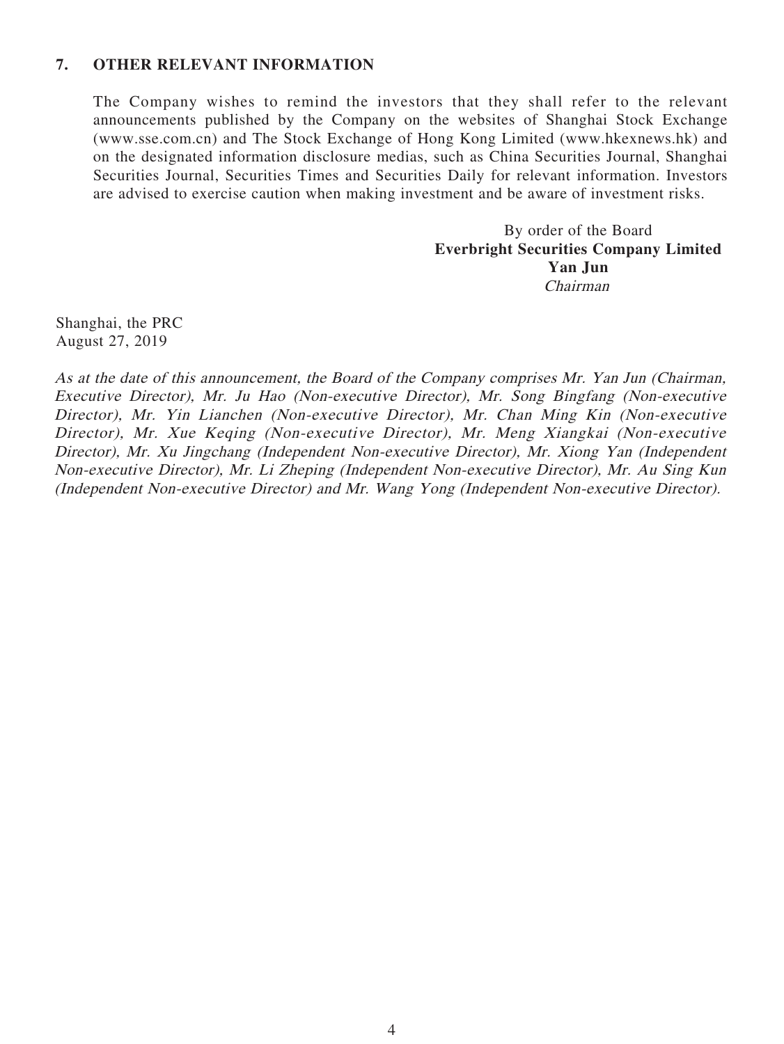## 7. OTHER RELEVANT INFORMATION

The Company wishes to remind the investors that they shall refer to the relevant announcements published by the Company on the websites of Shanghai Stock Exchange (www.sse.com.cn) and The Stock Exchange of Hong Kong Limited (www.hkexnews.hk) and on the designated information disclosure medias, such as China Securities Journal, Shanghai Securities Journal, Securities Times and Securities Daily for relevant information. Investors are advised to exercise caution when making investment and be aware of investment risks.

By order of the Board
**Everbright Securities Company Limited**
**Yan Jun**
*Chairman*

Shanghai, the PRC
August 27, 2019

*As at the date of this announcement, the Board of the Company comprises Mr. Yan Jun (Chairman, Executive Director), Mr. Ju Hao (Non-executive Director), Mr. Song Bingfang (Non-executive Director), Mr. Yin Lianchen (Non-executive Director), Mr. Chan Ming Kin (Non-executive Director), Mr. Xue Keqing (Non-executive Director), Mr. Meng Xiangkai (Non-executive Director), Mr. Xu Jingchang (Independent Non-executive Director), Mr. Xiong Yan (Independent Non-executive Director), Mr. Li Zheping (Independent Non-executive Director), Mr. Au Sing Kun (Independent Non-executive Director) and Mr. Wang Yong (Independent Non-executive Director).*